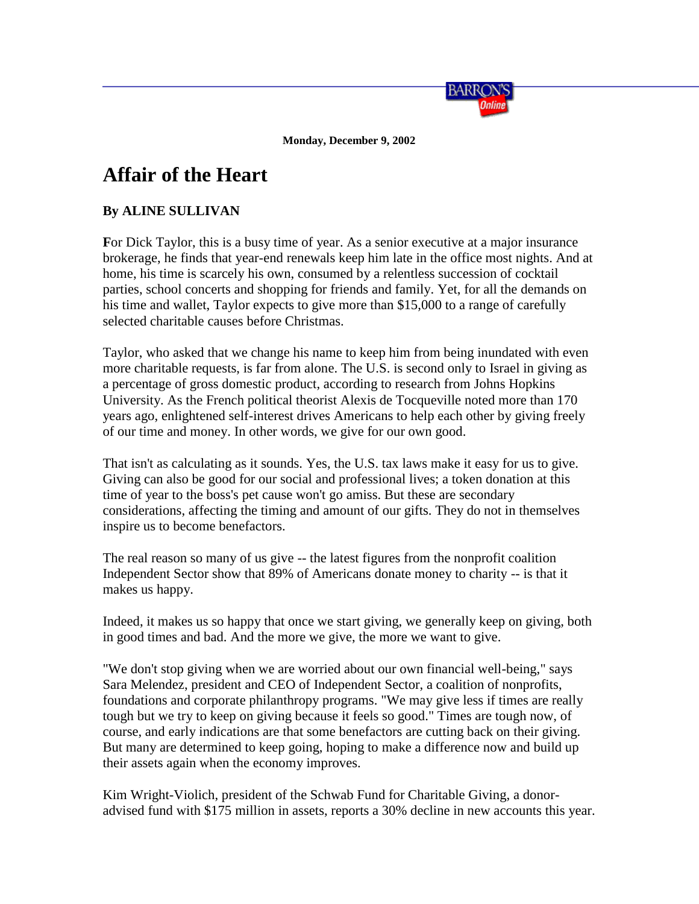**Monday, December 9, 2002**

# Affair of the Heart

**By ALINE SULLIVAN**

**F**or Dick Taylor, this is a busy time of year. As a senior executive at a major insurance brokerage, he finds that year-end renewals keep him late in the office most nights. And at home, his time is scarcely his own, consumed by a relentless succession of cocktail parties, school concerts and shopping for friends and family. Yet, for all the demands on his time and wallet, Taylor expects to give more than $15,000 to a range of carefully selected charitable causes before Christmas.

Taylor, who asked that we change his name to keep him from being inundated with even more charitable requests, is far from alone. The U.S. is second only to Israel in giving as a percentage of gross domestic product, according to research from Johns Hopkins University. As the French political theorist Alexis de Tocqueville noted more than 170 years ago, enlightened self-interest drives Americans to help each other by giving freely of our time and money. In other words, we give for our own good.

That isn't as calculating as it sounds. Yes, the U.S. tax laws make it easy for us to give. Giving can also be good for our social and professional lives; a token donation at this time of year to the boss's pet cause won't go amiss. But these are secondary considerations, affecting the timing and amount of our gifts. They do not in themselves inspire us to become benefactors.

The real reason so many of us give -- the latest figures from the nonprofit coalition Independent Sector show that 89% of Americans donate money to charity -- is that it makes us happy.

Indeed, it makes us so happy that once we start giving, we generally keep on giving, both in good times and bad. And the more we give, the more we want to give.

"We don't stop giving when we are worried about our own financial well-being," says Sara Melendez, president and CEO of Independent Sector, a coalition of nonprofits, foundations and corporate philanthropy programs. "We may give less if times are really tough but we try to keep on giving because it feels so good." Times are tough now, of course, and early indications are that some benefactors are cutting back on their giving. But many are determined to keep going, hoping to make a difference now and build up their assets again when the economy improves.

Kim Wright-Violich, president of the Schwab Fund for Charitable Giving, a donor-advised fund with $175 million in assets, reports a 30% decline in new accounts this year.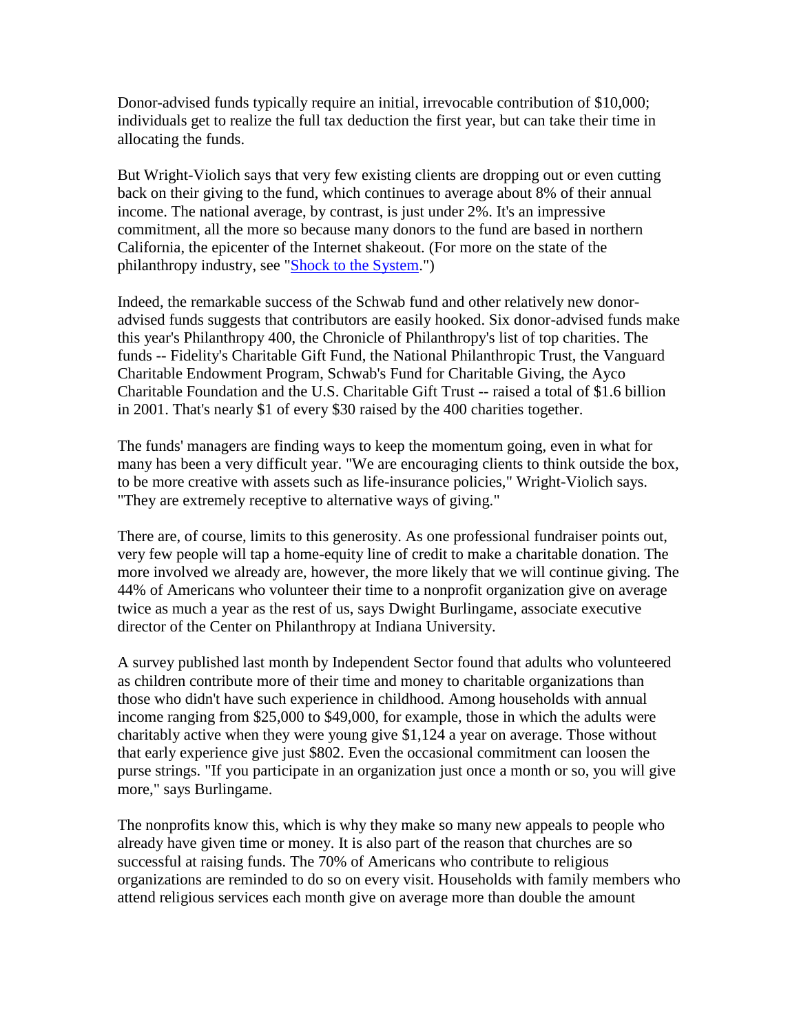Donor-advised funds typically require an initial, irrevocable contribution of $10,000; individuals get to realize the full tax deduction the first year, but can take their time in allocating the funds.

But Wright-Violich says that very few existing clients are dropping out or even cutting back on their giving to the fund, which continues to average about 8% of their annual income. The national average, by contrast, is just under 2%. It's an impressive commitment, all the more so because many donors to the fund are based in northern California, the epicenter of the Internet shakeout. (For more on the state of the philanthropy industry, see "Shock to the System.")

Indeed, the remarkable success of the Schwab fund and other relatively new donor-advised funds suggests that contributors are easily hooked. Six donor-advised funds make this year's Philanthropy 400, the Chronicle of Philanthropy's list of top charities. The funds -- Fidelity's Charitable Gift Fund, the National Philanthropic Trust, the Vanguard Charitable Endowment Program, Schwab's Fund for Charitable Giving, the Ayco Charitable Foundation and the U.S. Charitable Gift Trust -- raised a total of $1.6 billion in 2001. That's nearly $1 of every $30 raised by the 400 charities together.

The funds' managers are finding ways to keep the momentum going, even in what for many has been a very difficult year. "We are encouraging clients to think outside the box, to be more creative with assets such as life-insurance policies," Wright-Violich says. "They are extremely receptive to alternative ways of giving."

There are, of course, limits to this generosity. As one professional fundraiser points out, very few people will tap a home-equity line of credit to make a charitable donation. The more involved we already are, however, the more likely that we will continue giving. The 44% of Americans who volunteer their time to a nonprofit organization give on average twice as much a year as the rest of us, says Dwight Burlingame, associate executive director of the Center on Philanthropy at Indiana University.

A survey published last month by Independent Sector found that adults who volunteered as children contribute more of their time and money to charitable organizations than those who didn't have such experience in childhood. Among households with annual income ranging from $25,000 to $49,000, for example, those in which the adults were charitably active when they were young give $1,124 a year on average. Those without that early experience give just $802. Even the occasional commitment can loosen the purse strings. "If you participate in an organization just once a month or so, you will give more," says Burlingame.

The nonprofits know this, which is why they make so many new appeals to people who already have given time or money. It is also part of the reason that churches are so successful at raising funds. The 70% of Americans who contribute to religious organizations are reminded to do so on every visit. Households with family members who attend religious services each month give on average more than double the amount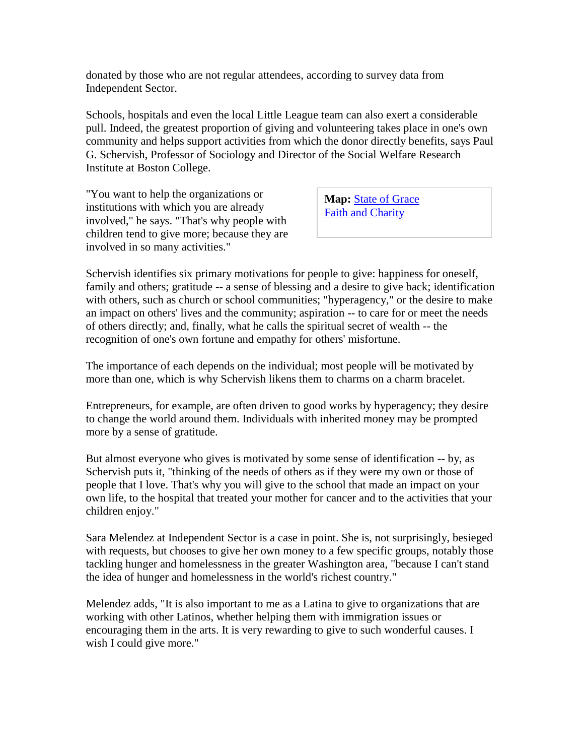donated by those who are not regular attendees, according to survey data from Independent Sector.

Schools, hospitals and even the local Little League team can also exert a considerable pull. Indeed, the greatest proportion of giving and volunteering takes place in one's own community and helps support activities from which the donor directly benefits, says Paul G. Schervish, Professor of Sociology and Director of the Social Welfare Research Institute at Boston College.

"You want to help the organizations or institutions with which you are already involved," he says. "That's why people with children tend to give more; because they are involved in so many activities."

**Map:** [State of Grace](#)
[Faith and Charity](#)

Schervish identifies six primary motivations for people to give: happiness for oneself, family and others; gratitude -- a sense of blessing and a desire to give back; identification with others, such as church or school communities; "hyperagency," or the desire to make an impact on others' lives and the community; aspiration -- to care for or meet the needs of others directly; and, finally, what he calls the spiritual secret of wealth -- the recognition of one's own fortune and empathy for others' misfortune.

The importance of each depends on the individual; most people will be motivated by more than one, which is why Schervish likens them to charms on a charm bracelet.

Entrepreneurs, for example, are often driven to good works by hyperagency; they desire to change the world around them. Individuals with inherited money may be prompted more by a sense of gratitude.

But almost everyone who gives is motivated by some sense of identification -- by, as Schervish puts it, "thinking of the needs of others as if they were my own or those of people that I love. That's why you will give to the school that made an impact on your own life, to the hospital that treated your mother for cancer and to the activities that your children enjoy."

Sara Melendez at Independent Sector is a case in point. She is, not surprisingly, besieged with requests, but chooses to give her own money to a few specific groups, notably those tackling hunger and homelessness in the greater Washington area, "because I can't stand the idea of hunger and homelessness in the world's richest country."

Melendez adds, "It is also important to me as a Latina to give to organizations that are working with other Latinos, whether helping them with immigration issues or encouraging them in the arts. It is very rewarding to give to such wonderful causes. I wish I could give more."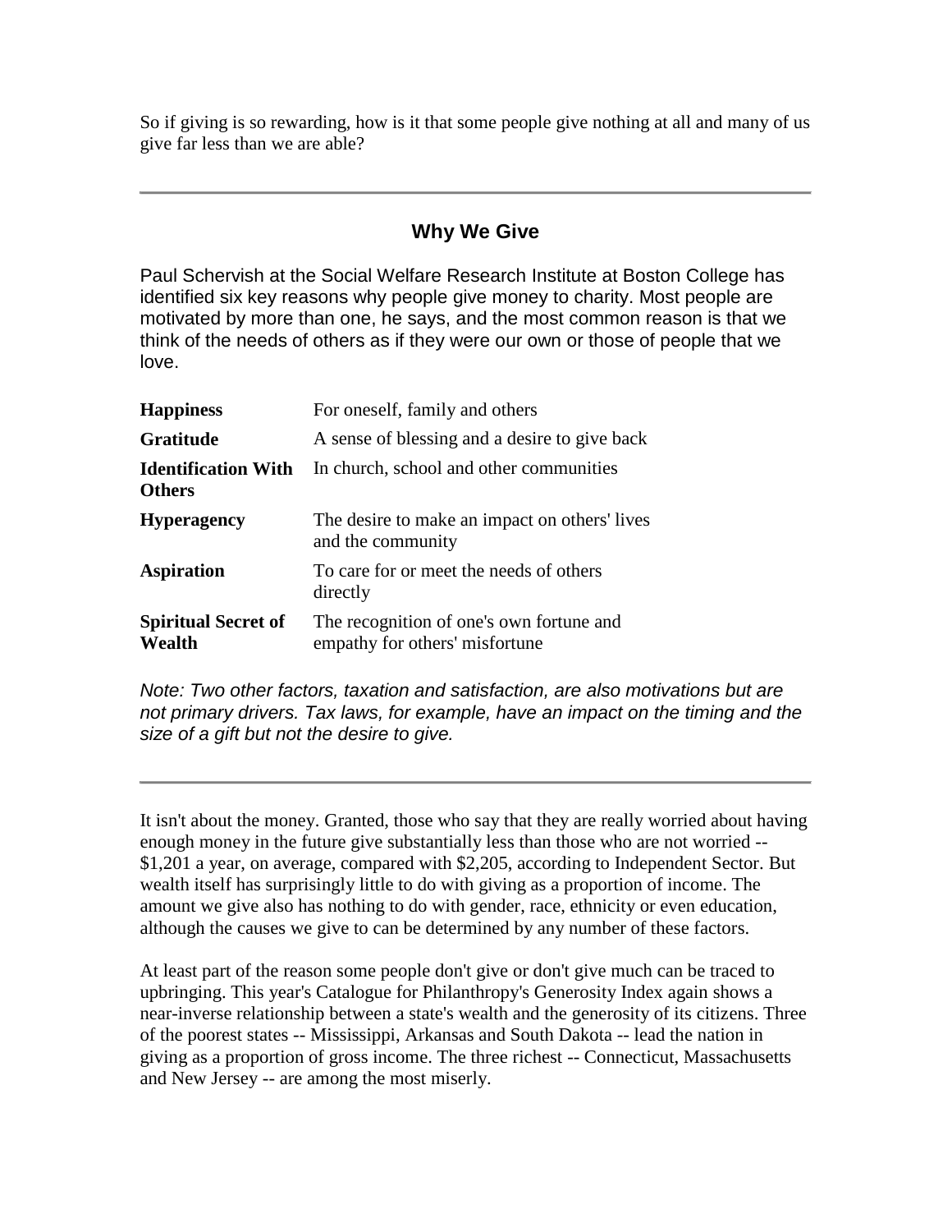So if giving is so rewarding, how is it that some people give nothing at all and many of us give far less than we are able?

---

### Why We Give

Paul Schervish at the Social Welfare Research Institute at Boston College has identified six key reasons why people give money to charity. Most people are motivated by more than one, he says, and the most common reason is that we think of the needs of others as if they were our own or those of people that we love.

| | |
|---|---|
| **Happiness** | For oneself, family and others |
| **Gratitude** | A sense of blessing and a desire to give back |
| **Identification With Others** | In church, school and other communities |
| **Hyperagency** | The desire to make an impact on others' lives and the community |
| **Aspiration** | To care for or meet the needs of others directly |
| **Spiritual Secret of Wealth** | The recognition of one's own fortune and empathy for others' misfortune |

*Note: Two other factors, taxation and satisfaction, are also motivations but are not primary drivers. Tax laws, for example, have an impact on the timing and the size of a gift but not the desire to give.*

---

It isn't about the money. Granted, those who say that they are really worried about having enough money in the future give substantially less than those who are not worried -- $1,201 a year, on average, compared with $2,205, according to Independent Sector. But wealth itself has surprisingly little to do with giving as a proportion of income. The amount we give also has nothing to do with gender, race, ethnicity or even education, although the causes we give to can be determined by any number of these factors.

At least part of the reason some people don't give or don't give much can be traced to upbringing. This year's Catalogue for Philanthropy's Generosity Index again shows a near-inverse relationship between a state's wealth and the generosity of its citizens. Three of the poorest states -- Mississippi, Arkansas and South Dakota -- lead the nation in giving as a proportion of gross income. The three richest -- Connecticut, Massachusetts and New Jersey -- are among the most miserly.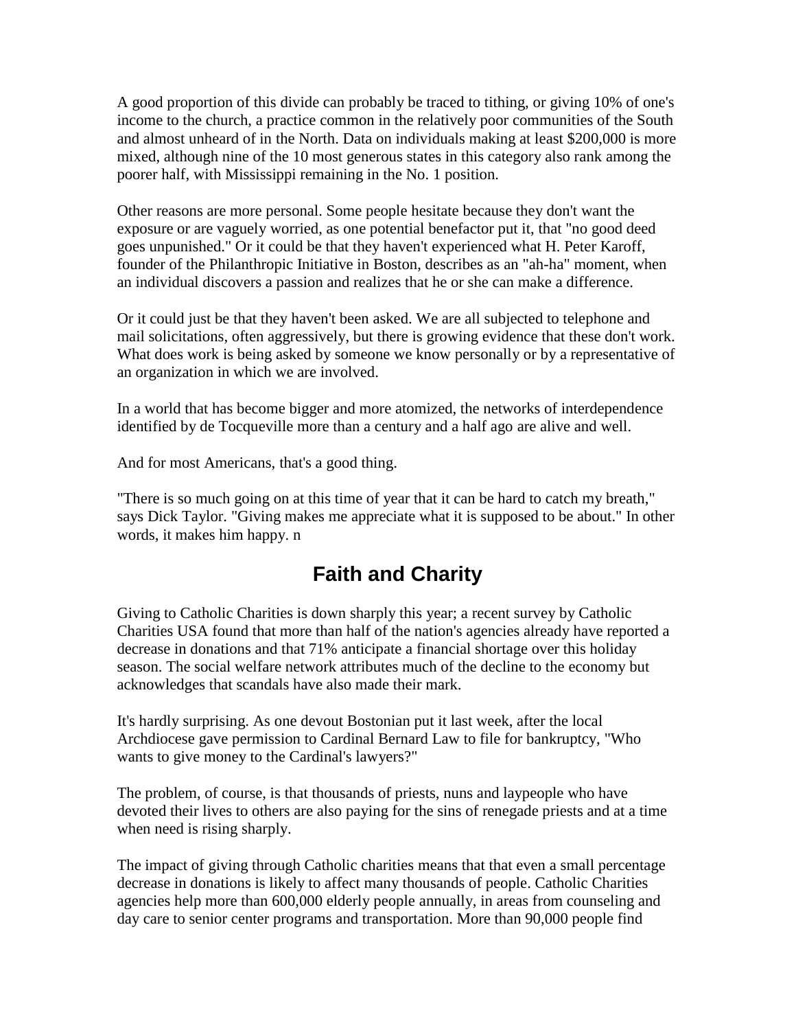A good proportion of this divide can probably be traced to tithing, or giving 10% of one's income to the church, a practice common in the relatively poor communities of the South and almost unheard of in the North. Data on individuals making at least $200,000 is more mixed, although nine of the 10 most generous states in this category also rank among the poorer half, with Mississippi remaining in the No. 1 position.

Other reasons are more personal. Some people hesitate because they don't want the exposure or are vaguely worried, as one potential benefactor put it, that "no good deed goes unpunished." Or it could be that they haven't experienced what H. Peter Karoff, founder of the Philanthropic Initiative in Boston, describes as an "ah-ha" moment, when an individual discovers a passion and realizes that he or she can make a difference.

Or it could just be that they haven't been asked. We are all subjected to telephone and mail solicitations, often aggressively, but there is growing evidence that these don't work. What does work is being asked by someone we know personally or by a representative of an organization in which we are involved.

In a world that has become bigger and more atomized, the networks of interdependence identified by de Tocqueville more than a century and a half ago are alive and well.

And for most Americans, that's a good thing.

"There is so much going on at this time of year that it can be hard to catch my breath," says Dick Taylor. "Giving makes me appreciate what it is supposed to be about." In other words, it makes him happy. n

## Faith and Charity

Giving to Catholic Charities is down sharply this year; a recent survey by Catholic Charities USA found that more than half of the nation's agencies already have reported a decrease in donations and that 71% anticipate a financial shortage over this holiday season. The social welfare network attributes much of the decline to the economy but acknowledges that scandals have also made their mark.

It's hardly surprising. As one devout Bostonian put it last week, after the local Archdiocese gave permission to Cardinal Bernard Law to file for bankruptcy, "Who wants to give money to the Cardinal's lawyers?"

The problem, of course, is that thousands of priests, nuns and laypeople who have devoted their lives to others are also paying for the sins of renegade priests and at a time when need is rising sharply.

The impact of giving through Catholic charities means that that even a small percentage decrease in donations is likely to affect many thousands of people. Catholic Charities agencies help more than 600,000 elderly people annually, in areas from counseling and day care to senior center programs and transportation. More than 90,000 people find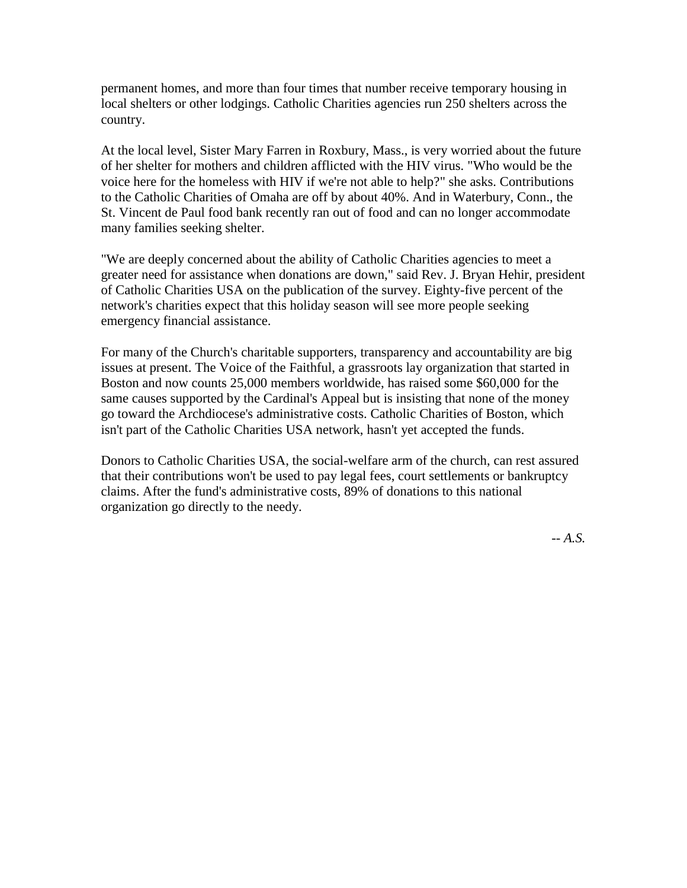permanent homes, and more than four times that number receive temporary housing in local shelters or other lodgings. Catholic Charities agencies run 250 shelters across the country.

At the local level, Sister Mary Farren in Roxbury, Mass., is very worried about the future of her shelter for mothers and children afflicted with the HIV virus. "Who would be the voice here for the homeless with HIV if we're not able to help?" she asks. Contributions to the Catholic Charities of Omaha are off by about 40%. And in Waterbury, Conn., the St. Vincent de Paul food bank recently ran out of food and can no longer accommodate many families seeking shelter.

"We are deeply concerned about the ability of Catholic Charities agencies to meet a greater need for assistance when donations are down," said Rev. J. Bryan Hehir, president of Catholic Charities USA on the publication of the survey. Eighty-five percent of the network's charities expect that this holiday season will see more people seeking emergency financial assistance.

For many of the Church's charitable supporters, transparency and accountability are big issues at present. The Voice of the Faithful, a grassroots lay organization that started in Boston and now counts 25,000 members worldwide, has raised some $60,000 for the same causes supported by the Cardinal's Appeal but is insisting that none of the money go toward the Archdiocese's administrative costs. Catholic Charities of Boston, which isn't part of the Catholic Charities USA network, hasn't yet accepted the funds.

Donors to Catholic Charities USA, the social-welfare arm of the church, can rest assured that their contributions won't be used to pay legal fees, court settlements or bankruptcy claims. After the fund's administrative costs, 89% of donations to this national organization go directly to the needy.

-- *A.S.*